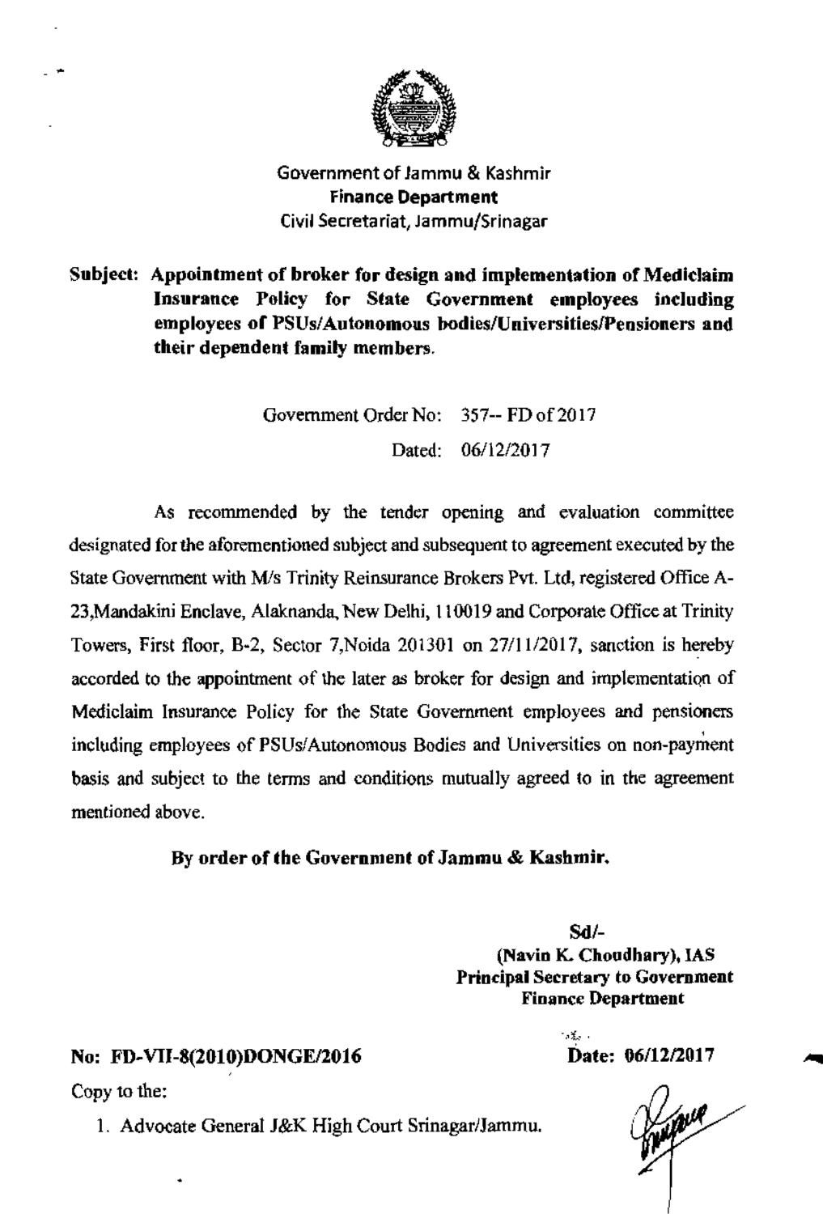Government of Jammu & Kashmir
**Finance Department**
Civil Secretariat, Jammu/Srinagar

**Subject: Appointment of broker for design and implementation of Mediclaim Insurance Policy for State Government employees including employees of PSUs/Autonomous bodies/Universities/Pensioners and their dependent family members.**

Government Order No: 357-- FD of 2017
Dated: 06/12/2017

As recommended by the tender opening and evaluation committee designated for the aforementioned subject and subsequent to agreement executed by the State Government with M/s Trinity Reinsurance Brokers Pvt. Ltd, registered Office A-23,Mandakini Enclave, Alaknanda, New Delhi, 110019 and Corporate Office at Trinity Towers, First floor, B-2, Sector 7,Noida 201301 on 27/11/2017, sanction is hereby accorded to the appointment of the later as broker for design and implementation of Mediclaim Insurance Policy for the State Government employees and pensioners including employees of PSUs/Autonomous Bodies and Universities on non-payment basis and subject to the terms and conditions mutually agreed to in the agreement mentioned above.

**By order of the Government of Jammu & Kashmir.**

**Sd/-**
**(Navin K. Choudhary), IAS**
**Principal Secretary to Government**
**Finance Department**

**No: FD-VII-8(2010)DONGE/2016** **Date: 06/12/2017**

Copy to the:

1. Advocate General J&K High Court Srinagar/Jammu.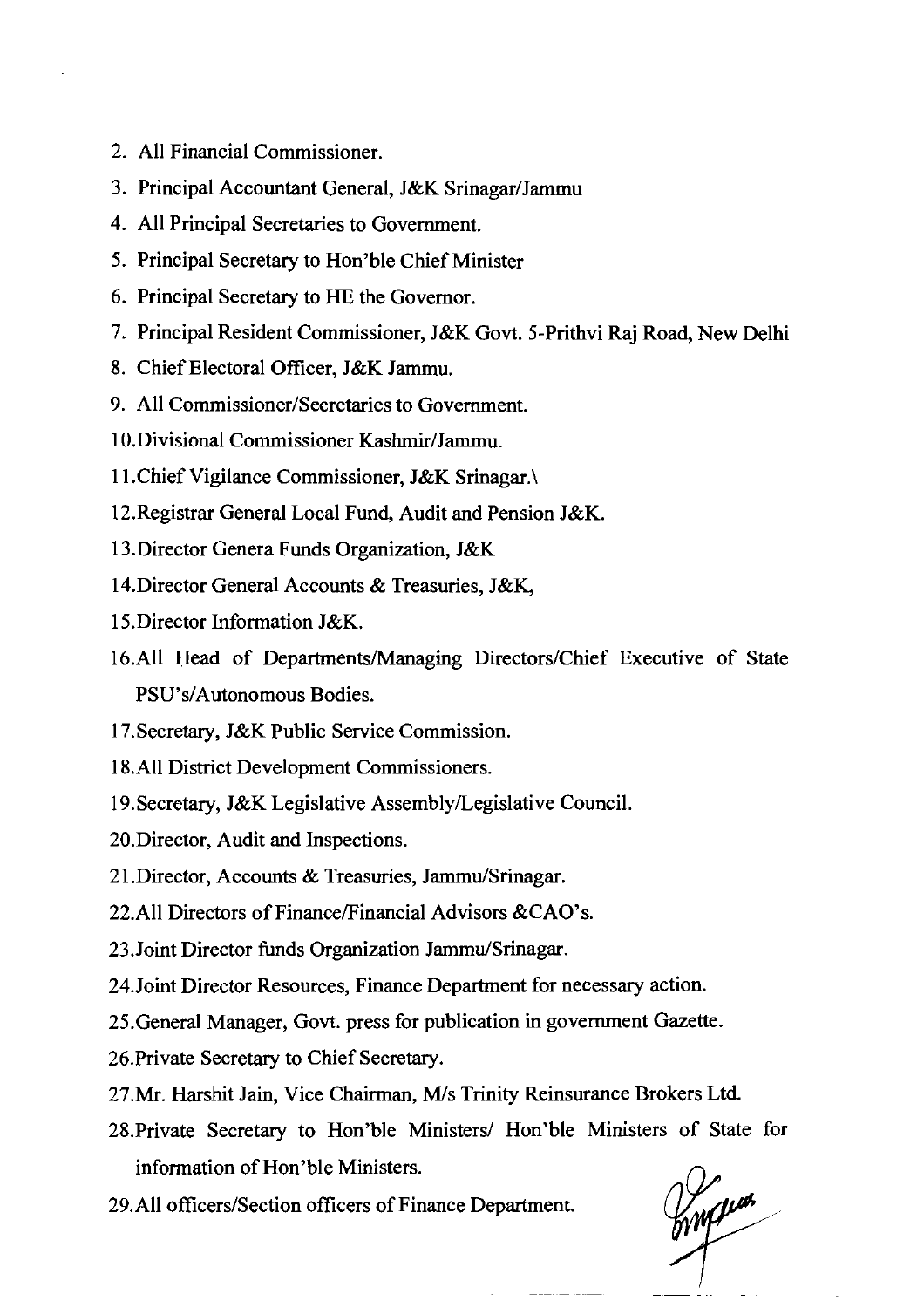2. All Financial Commissioner.
3. Principal Accountant General, J&K Srinagar/Jammu
4. All Principal Secretaries to Government.
5. Principal Secretary to Hon'ble Chief Minister
6. Principal Secretary to HE the Governor.
7. Principal Resident Commissioner, J&K Govt. 5-Prithvi Raj Road, New Delhi
8. Chief Electoral Officer, J&K Jammu.
9. All Commissioner/Secretaries to Government.
10. Divisional Commissioner Kashmir/Jammu.
11. Chief Vigilance Commissioner, J&K Srinagar.\
12. Registrar General Local Fund, Audit and Pension J&K.
13. Director Genera Funds Organization, J&K
14. Director General Accounts & Treasuries, J&K,
15. Director Information J&K.
16. All Head of Departments/Managing Directors/Chief Executive of State PSU's/Autonomous Bodies.
17. Secretary, J&K Public Service Commission.
18. All District Development Commissioners.
19. Secretary, J&K Legislative Assembly/Legislative Council.
20. Director, Audit and Inspections.
21. Director, Accounts & Treasuries, Jammu/Srinagar.
22. All Directors of Finance/Financial Advisors &CAO's.
23. Joint Director funds Organization Jammu/Srinagar.
24. Joint Director Resources, Finance Department for necessary action.
25. General Manager, Govt. press for publication in government Gazette.
26. Private Secretary to Chief Secretary.
27. Mr. Harshit Jain, Vice Chairman, M/s Trinity Reinsurance Brokers Ltd.
28. Private Secretary to Hon'ble Ministers/ Hon'ble Ministers of State for information of Hon'ble Ministers.
29. All officers/Section officers of Finance Department.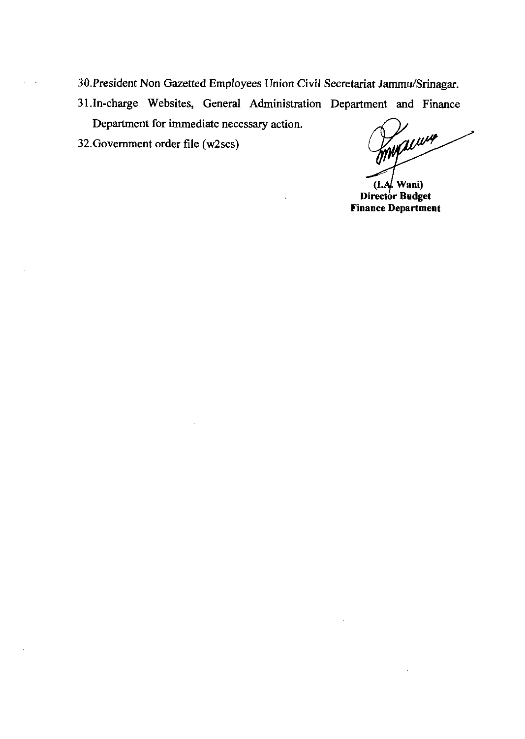30. President Non Gazetted Employees Union Civil Secretariat Jammu/Srinagar.
31. In-charge Websites, General Administration Department and Finance Department for immediate necessary action.
32. Government order file (w2scs)

**(I.A. Wani)**
**Director Budget**
**Finance Department**